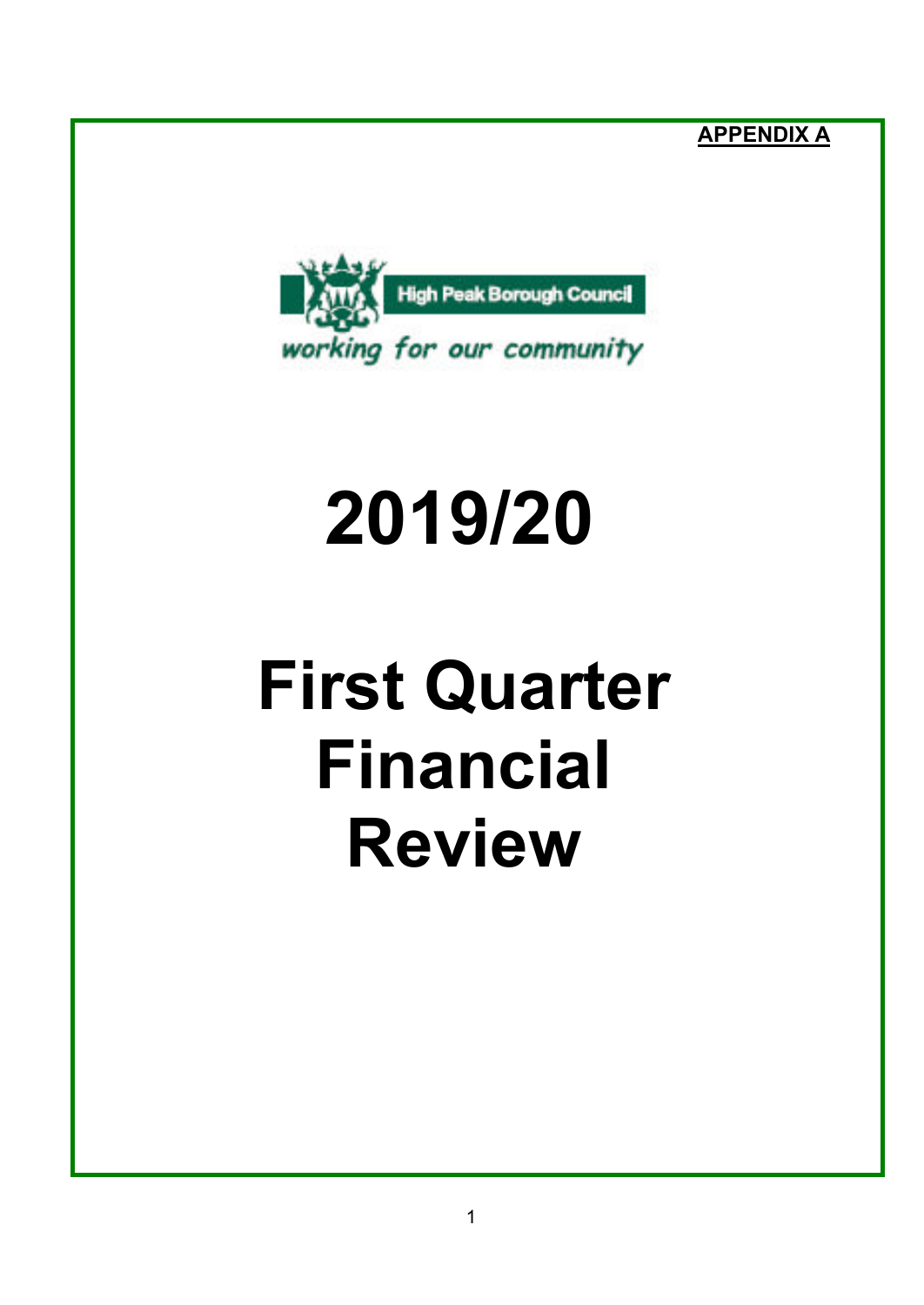**APPENDIX A**

High Peak Borough Council

*working for our community*

# 2019/20

# First Quarter Financial Review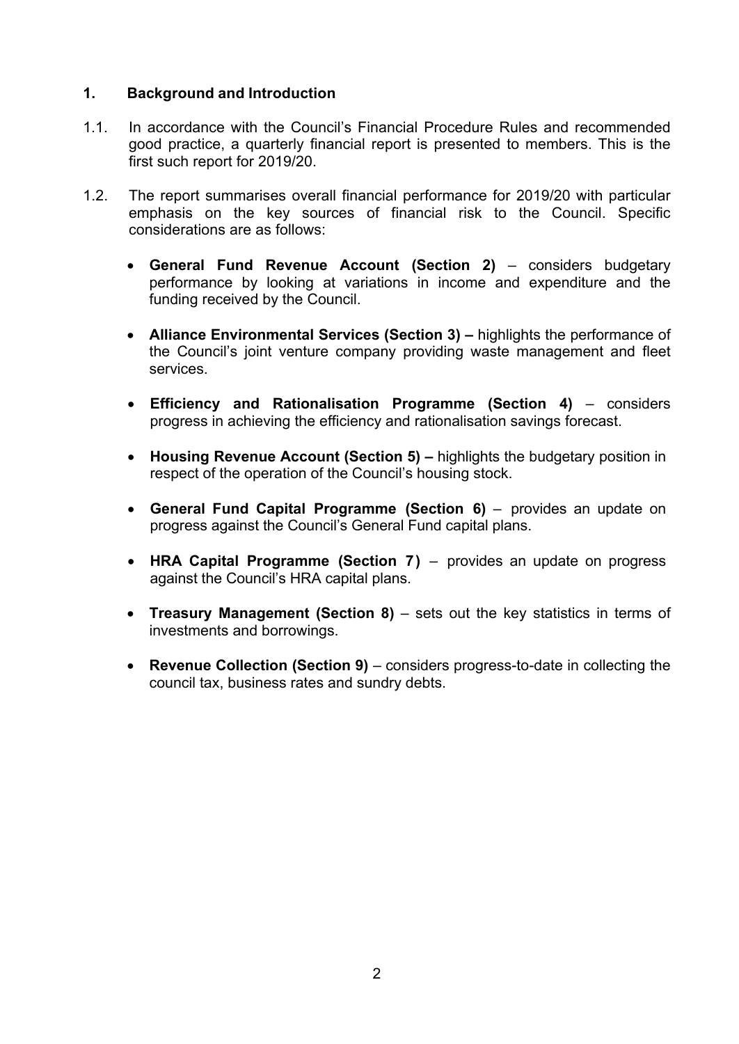## 1. Background and Introduction

1.1. In accordance with the Council's Financial Procedure Rules and recommended good practice, a quarterly financial report is presented to members. This is the first such report for 2019/20.

1.2. The report summarises overall financial performance for 2019/20 with particular emphasis on the key sources of financial risk to the Council. Specific considerations are as follows:

- **General Fund Revenue Account (Section 2)** – considers budgetary performance by looking at variations in income and expenditure and the funding received by the Council.
- **Alliance Environmental Services (Section 3) –** highlights the performance of the Council's joint venture company providing waste management and fleet services.
- **Efficiency and Rationalisation Programme (Section 4)** – considers progress in achieving the efficiency and rationalisation savings forecast.
- **Housing Revenue Account (Section 5) –** highlights the budgetary position in respect of the operation of the Council's housing stock.
- **General Fund Capital Programme (Section 6)** – provides an update on progress against the Council's General Fund capital plans.
- **HRA Capital Programme (Section 7)** – provides an update on progress against the Council's HRA capital plans.
- **Treasury Management (Section 8)** – sets out the key statistics in terms of investments and borrowings.
- **Revenue Collection (Section 9)** – considers progress-to-date in collecting the council tax, business rates and sundry debts.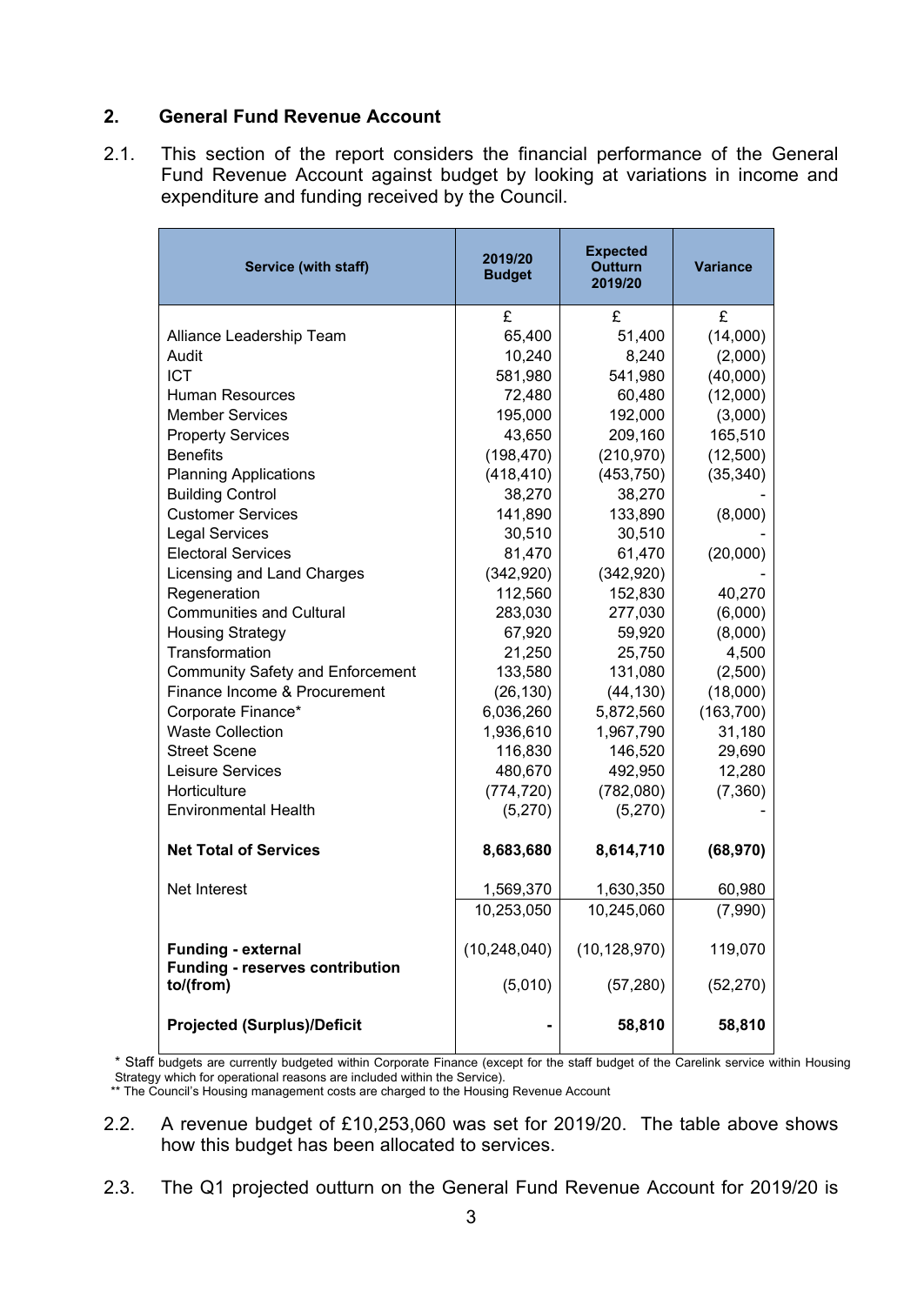## 2. General Fund Revenue Account

2.1. This section of the report considers the financial performance of the General Fund Revenue Account against budget by looking at variations in income and expenditure and funding received by the Council.

| Service (with staff) | 2019/20 Budget | Expected Outturn 2019/20 | Variance |
|---|---|---|---|
| | £ | £ | £ |
| Alliance Leadership Team | 65,400 | 51,400 | (14,000) |
| Audit | 10,240 | 8,240 | (2,000) |
| ICT | 581,980 | 541,980 | (40,000) |
| Human Resources | 72,480 | 60,480 | (12,000) |
| Member Services | 195,000 | 192,000 | (3,000) |
| Property Services | 43,650 | 209,160 | 165,510 |
| Benefits | (198,470) | (210,970) | (12,500) |
| Planning Applications | (418,410) | (453,750) | (35,340) |
| Building Control | 38,270 | 38,270 | - |
| Customer Services | 141,890 | 133,890 | (8,000) |
| Legal Services | 30,510 | 30,510 | - |
| Electoral Services | 81,470 | 61,470 | (20,000) |
| Licensing and Land Charges | (342,920) | (342,920) | - |
| Regeneration | 112,560 | 152,830 | 40,270 |
| Communities and Cultural | 283,030 | 277,030 | (6,000) |
| Housing Strategy | 67,920 | 59,920 | (8,000) |
| Transformation | 21,250 | 25,750 | 4,500 |
| Community Safety and Enforcement | 133,580 | 131,080 | (2,500) |
| Finance Income & Procurement | (26,130) | (44,130) | (18,000) |
| Corporate Finance* | 6,036,260 | 5,872,560 | (163,700) |
| Waste Collection | 1,936,610 | 1,967,790 | 31,180 |
| Street Scene | 116,830 | 146,520 | 29,690 |
| Leisure Services | 480,670 | 492,950 | 12,280 |
| Horticulture | (774,720) | (782,080) | (7,360) |
| Environmental Health | (5,270) | (5,270) | - |
| **Net Total of Services** | **8,683,680** | **8,614,710** | **(68,970)** |
| Net Interest | 1,569,370 | 1,630,350 | 60,980 |
| | 10,253,050 | 10,245,060 | (7,990) |
| **Funding - external** | (10,248,040) | (10,128,970) | 119,070 |
| **Funding - reserves contribution to/(from)** | (5,010) | (57,280) | (52,270) |
| **Projected (Surplus)/Deficit** | **-** | **58,810** | **58,810** |

\* Staff budgets are currently budgeted within Corporate Finance (except for the staff budget of the Carelink service within Housing Strategy which for operational reasons are included within the Service).
** The Council's Housing management costs are charged to the Housing Revenue Account

2.2. A revenue budget of £10,253,060 was set for 2019/20. The table above shows how this budget has been allocated to services.

2.3. The Q1 projected outturn on the General Fund Revenue Account for 2019/20 is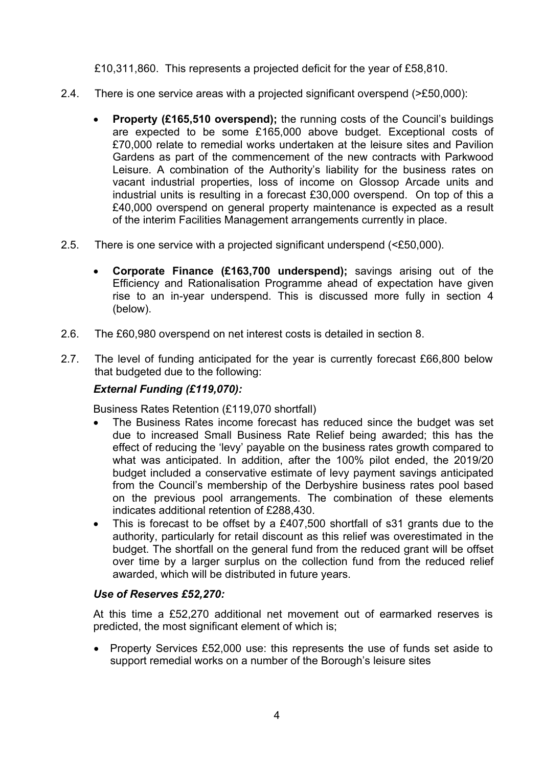£10,311,860. This represents a projected deficit for the year of £58,810.

2.4. There is one service areas with a projected significant overspend (>£50,000):

- **Property (£165,510 overspend);** the running costs of the Council's buildings are expected to be some £165,000 above budget. Exceptional costs of £70,000 relate to remedial works undertaken at the leisure sites and Pavilion Gardens as part of the commencement of the new contracts with Parkwood Leisure. A combination of the Authority's liability for the business rates on vacant industrial properties, loss of income on Glossop Arcade units and industrial units is resulting in a forecast £30,000 overspend. On top of this a £40,000 overspend on general property maintenance is expected as a result of the interim Facilities Management arrangements currently in place.

2.5. There is one service with a projected significant underspend (<£50,000).

- **Corporate Finance (£163,700 underspend);** savings arising out of the Efficiency and Rationalisation Programme ahead of expectation have given rise to an in-year underspend. This is discussed more fully in section 4 (below).

2.6. The £60,980 overspend on net interest costs is detailed in section 8.

2.7. The level of funding anticipated for the year is currently forecast £66,800 below that budgeted due to the following:

***External Funding (£119,070):***

Business Rates Retention (£119,070 shortfall)

- The Business Rates income forecast has reduced since the budget was set due to increased Small Business Rate Relief being awarded; this has the effect of reducing the 'levy' payable on the business rates growth compared to what was anticipated. In addition, after the 100% pilot ended, the 2019/20 budget included a conservative estimate of levy payment savings anticipated from the Council's membership of the Derbyshire business rates pool based on the previous pool arrangements. The combination of these elements indicates additional retention of £288,430.
- This is forecast to be offset by a £407,500 shortfall of s31 grants due to the authority, particularly for retail discount as this relief was overestimated in the budget. The shortfall on the general fund from the reduced grant will be offset over time by a larger surplus on the collection fund from the reduced relief awarded, which will be distributed in future years.

***Use of Reserves £52,270:***

At this time a £52,270 additional net movement out of earmarked reserves is predicted, the most significant element of which is;

- Property Services £52,000 use: this represents the use of funds set aside to support remedial works on a number of the Borough's leisure sites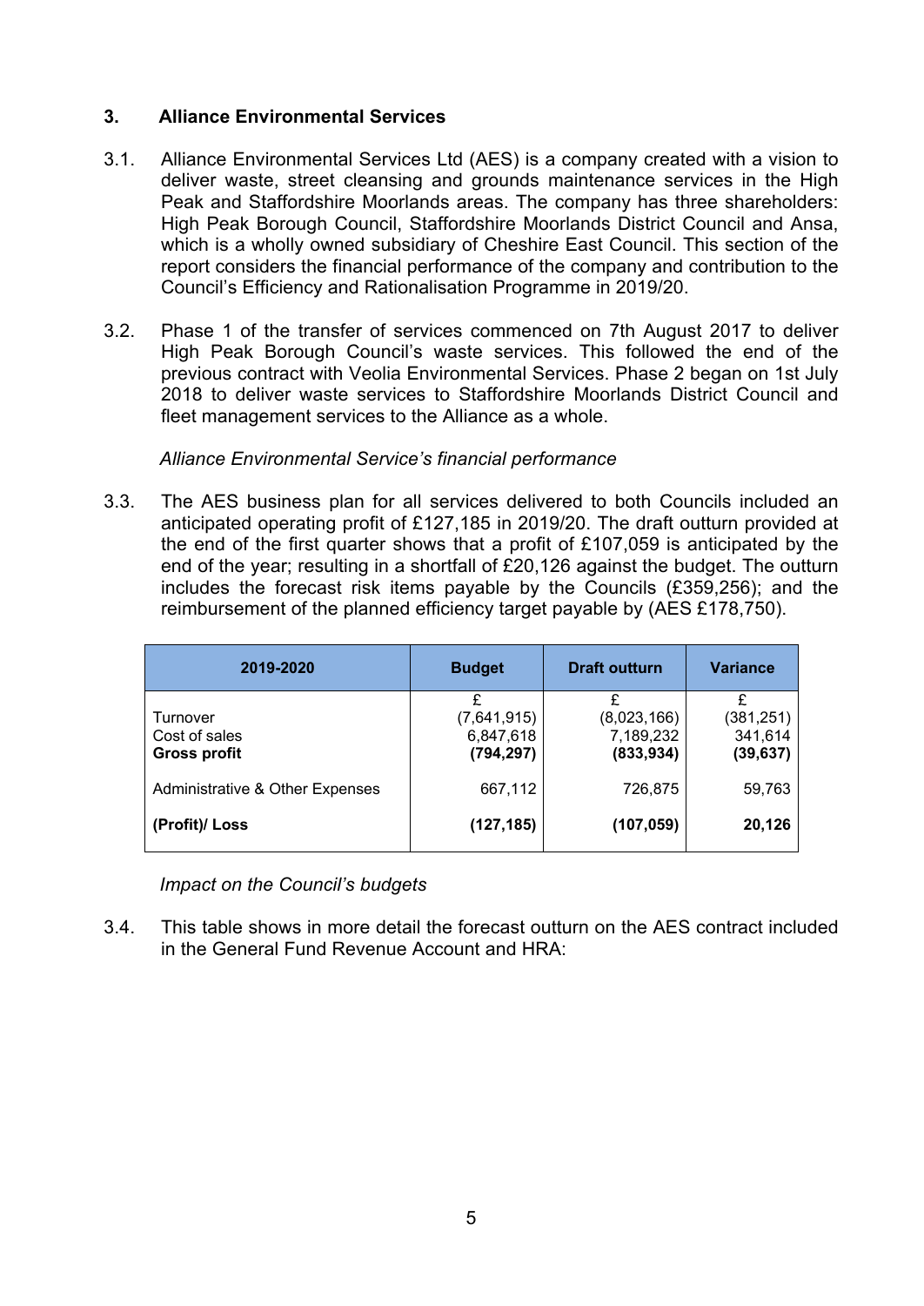## 3. Alliance Environmental Services

3.1. Alliance Environmental Services Ltd (AES) is a company created with a vision to deliver waste, street cleansing and grounds maintenance services in the High Peak and Staffordshire Moorlands areas. The company has three shareholders: High Peak Borough Council, Staffordshire Moorlands District Council and Ansa, which is a wholly owned subsidiary of Cheshire East Council. This section of the report considers the financial performance of the company and contribution to the Council's Efficiency and Rationalisation Programme in 2019/20.

3.2. Phase 1 of the transfer of services commenced on 7th August 2017 to deliver High Peak Borough Council's waste services. This followed the end of the previous contract with Veolia Environmental Services. Phase 2 began on 1st July 2018 to deliver waste services to Staffordshire Moorlands District Council and fleet management services to the Alliance as a whole.

*Alliance Environmental Service's financial performance*

3.3. The AES business plan for all services delivered to both Councils included an anticipated operating profit of £127,185 in 2019/20. The draft outturn provided at the end of the first quarter shows that a profit of £107,059 is anticipated by the end of the year; resulting in a shortfall of £20,126 against the budget. The outturn includes the forecast risk items payable by the Councils (£359,256); and the reimbursement of the planned efficiency target payable by (AES £178,750).

| 2019-2020 | Budget | Draft outturn | Variance |
|---|---|---|---|
| | £ | £ | £ |
| Turnover | (7,641,915) | (8,023,166) | (381,251) |
| Cost of sales | 6,847,618 | 7,189,232 | 341,614 |
| **Gross profit** | **(794,297)** | **(833,934)** | **(39,637)** |
| Administrative & Other Expenses | 667,112 | 726,875 | 59,763 |
| **(Profit)/ Loss** | **(127,185)** | **(107,059)** | **20,126** |

*Impact on the Council's budgets*

3.4. This table shows in more detail the forecast outturn on the AES contract included in the General Fund Revenue Account and HRA: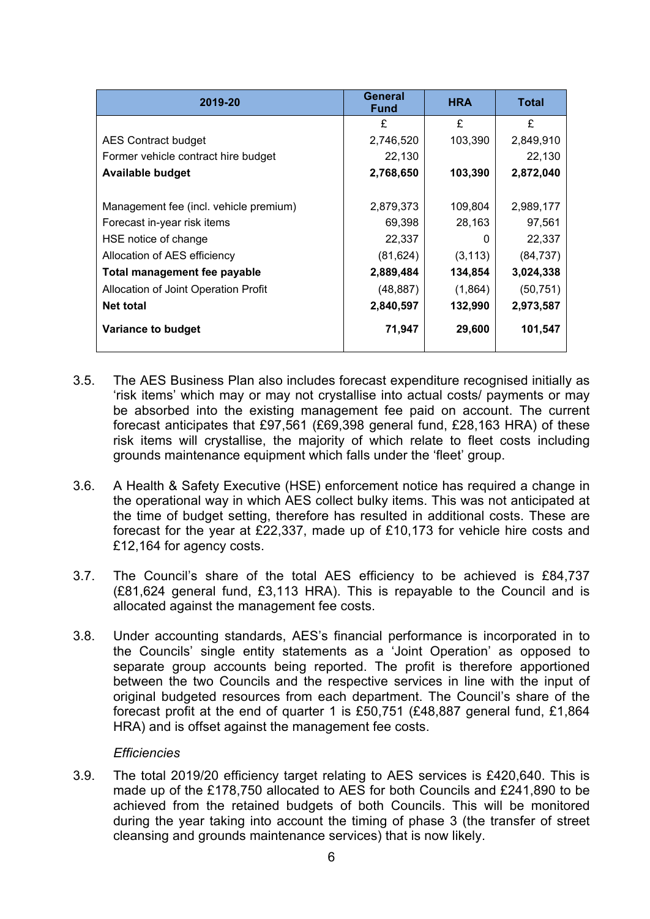| 2019-20 | General Fund | HRA | Total |
|---|---|---|---|
| | £ | £ | £ |
| AES Contract budget | 2,746,520 | 103,390 | 2,849,910 |
| Former vehicle contract hire budget | 22,130 | | 22,130 |
| **Available budget** | **2,768,650** | **103,390** | **2,872,040** |
| | | | |
| Management fee (incl. vehicle premium) | 2,879,373 | 109,804 | 2,989,177 |
| Forecast in-year risk items | 69,398 | 28,163 | 97,561 |
| HSE notice of change | 22,337 | 0 | 22,337 |
| Allocation of AES efficiency | (81,624) | (3,113) | (84,737) |
| **Total management fee payable** | **2,889,484** | **134,854** | **3,024,338** |
| Allocation of Joint Operation Profit | (48,887) | (1,864) | (50,751) |
| **Net total** | **2,840,597** | **132,990** | **2,973,587** |
| **Variance to budget** | **71,947** | **29,600** | **101,547** |

3.5. The AES Business Plan also includes forecast expenditure recognised initially as 'risk items' which may or may not crystallise into actual costs/ payments or may be absorbed into the existing management fee paid on account. The current forecast anticipates that £97,561 (£69,398 general fund, £28,163 HRA) of these risk items will crystallise, the majority of which relate to fleet costs including grounds maintenance equipment which falls under the 'fleet' group.

3.6. A Health & Safety Executive (HSE) enforcement notice has required a change in the operational way in which AES collect bulky items. This was not anticipated at the time of budget setting, therefore has resulted in additional costs. These are forecast for the year at £22,337, made up of £10,173 for vehicle hire costs and £12,164 for agency costs.

3.7. The Council's share of the total AES efficiency to be achieved is £84,737 (£81,624 general fund, £3,113 HRA). This is repayable to the Council and is allocated against the management fee costs.

3.8. Under accounting standards, AES's financial performance is incorporated in to the Councils' single entity statements as a 'Joint Operation' as opposed to separate group accounts being reported. The profit is therefore apportioned between the two Councils and the respective services in line with the input of original budgeted resources from each department. The Council's share of the forecast profit at the end of quarter 1 is £50,751 (£48,887 general fund, £1,864 HRA) and is offset against the management fee costs.

*Efficiencies*

3.9. The total 2019/20 efficiency target relating to AES services is £420,640. This is made up of the £178,750 allocated to AES for both Councils and £241,890 to be achieved from the retained budgets of both Councils. This will be monitored during the year taking into account the timing of phase 3 (the transfer of street cleansing and grounds maintenance services) that is now likely.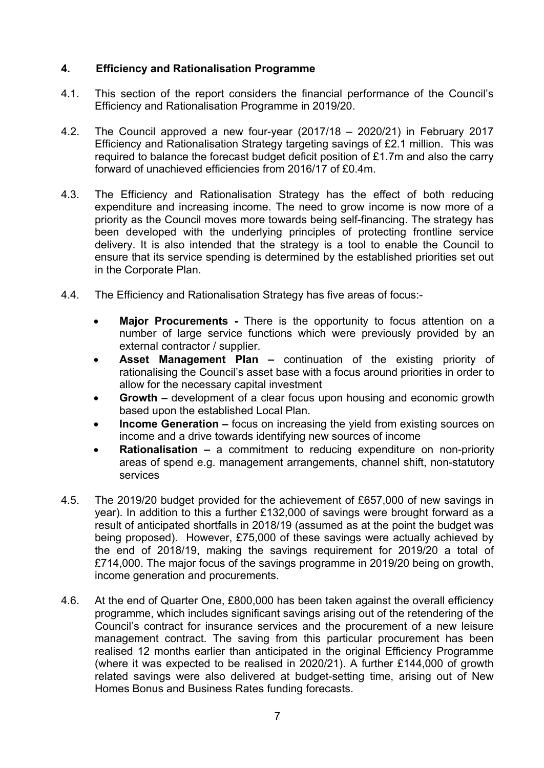## 4. Efficiency and Rationalisation Programme

4.1. This section of the report considers the financial performance of the Council's Efficiency and Rationalisation Programme in 2019/20.

4.2. The Council approved a new four-year (2017/18 – 2020/21) in February 2017 Efficiency and Rationalisation Strategy targeting savings of £2.1 million. This was required to balance the forecast budget deficit position of £1.7m and also the carry forward of unachieved efficiencies from 2016/17 of £0.4m.

4.3. The Efficiency and Rationalisation Strategy has the effect of both reducing expenditure and increasing income. The need to grow income is now more of a priority as the Council moves more towards being self-financing. The strategy has been developed with the underlying principles of protecting frontline service delivery. It is also intended that the strategy is a tool to enable the Council to ensure that its service spending is determined by the established priorities set out in the Corporate Plan.

4.4. The Efficiency and Rationalisation Strategy has five areas of focus:-

- **Major Procurements -** There is the opportunity to focus attention on a number of large service functions which were previously provided by an external contractor / supplier.
- **Asset Management Plan –** continuation of the existing priority of rationalising the Council's asset base with a focus around priorities in order to allow for the necessary capital investment
- **Growth –** development of a clear focus upon housing and economic growth based upon the established Local Plan.
- **Income Generation –** focus on increasing the yield from existing sources on income and a drive towards identifying new sources of income
- **Rationalisation –** a commitment to reducing expenditure on non-priority areas of spend e.g. management arrangements, channel shift, non-statutory services

4.5. The 2019/20 budget provided for the achievement of £657,000 of new savings in year). In addition to this a further £132,000 of savings were brought forward as a result of anticipated shortfalls in 2018/19 (assumed as at the point the budget was being proposed). However, £75,000 of these savings were actually achieved by the end of 2018/19, making the savings requirement for 2019/20 a total of £714,000. The major focus of the savings programme in 2019/20 being on growth, income generation and procurements.

4.6. At the end of Quarter One, £800,000 has been taken against the overall efficiency programme, which includes significant savings arising out of the retendering of the Council's contract for insurance services and the procurement of a new leisure management contract. The saving from this particular procurement has been realised 12 months earlier than anticipated in the original Efficiency Programme (where it was expected to be realised in 2020/21). A further £144,000 of growth related savings were also delivered at budget-setting time, arising out of New Homes Bonus and Business Rates funding forecasts.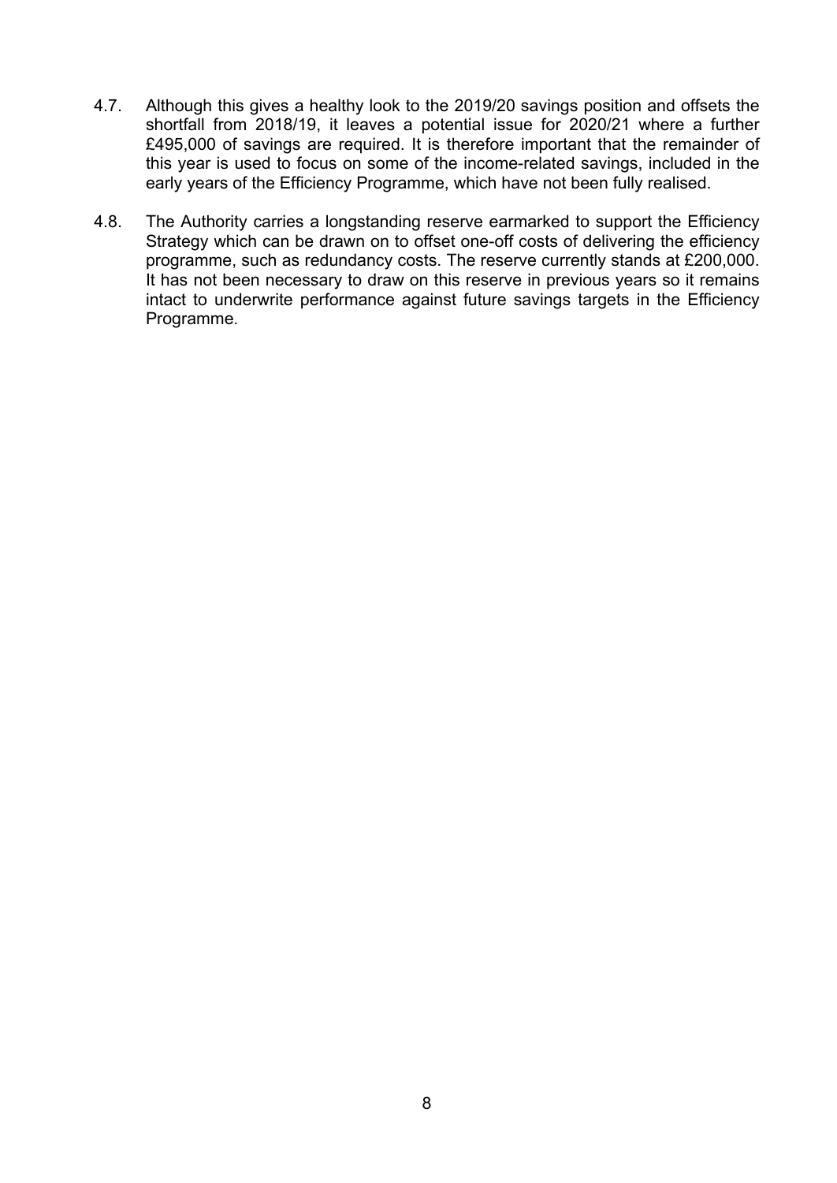4.7. Although this gives a healthy look to the 2019/20 savings position and offsets the shortfall from 2018/19, it leaves a potential issue for 2020/21 where a further £495,000 of savings are required. It is therefore important that the remainder of this year is used to focus on some of the income-related savings, included in the early years of the Efficiency Programme, which have not been fully realised.

4.8. The Authority carries a longstanding reserve earmarked to support the Efficiency Strategy which can be drawn on to offset one-off costs of delivering the efficiency programme, such as redundancy costs. The reserve currently stands at £200,000. It has not been necessary to draw on this reserve in previous years so it remains intact to underwrite performance against future savings targets in the Efficiency Programme.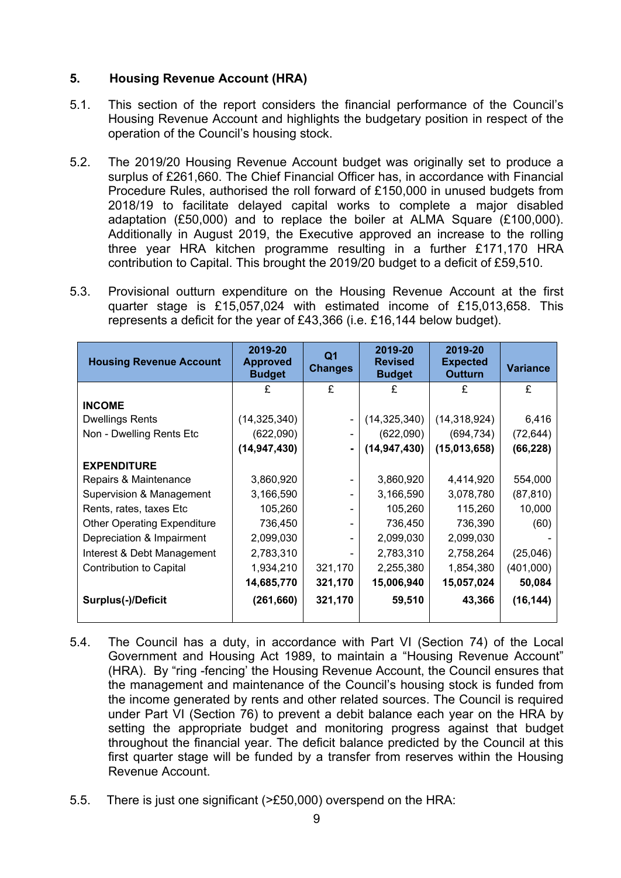## 5. Housing Revenue Account (HRA)

5.1. This section of the report considers the financial performance of the Council's Housing Revenue Account and highlights the budgetary position in respect of the operation of the Council's housing stock.

5.2. The 2019/20 Housing Revenue Account budget was originally set to produce a surplus of £261,660. The Chief Financial Officer has, in accordance with Financial Procedure Rules, authorised the roll forward of £150,000 in unused budgets from 2018/19 to facilitate delayed capital works to complete a major disabled adaptation (£50,000) and to replace the boiler at ALMA Square (£100,000). Additionally in August 2019, the Executive approved an increase to the rolling three year HRA kitchen programme resulting in a further £171,170 HRA contribution to Capital. This brought the 2019/20 budget to a deficit of £59,510.

5.3. Provisional outturn expenditure on the Housing Revenue Account at the first quarter stage is £15,057,024 with estimated income of £15,013,658. This represents a deficit for the year of £43,366 (i.e. £16,144 below budget).

| Housing Revenue Account | 2019-20 Approved Budget | Q1 Changes | 2019-20 Revised Budget | 2019-20 Expected Outturn | Variance |
|---|---|---|---|---|---|
| | £ | £ | £ | £ | £ |
| **INCOME** | | | | | |
| Dwellings Rents | (14,325,340) | - | (14,325,340) | (14,318,924) | 6,416 |
| Non - Dwelling Rents Etc | (622,090) | - | (622,090) | (694,734) | (72,644) |
| | **(14,947,430)** | **-** | **(14,947,430)** | **(15,013,658)** | **(66,228)** |
| **EXPENDITURE** | | | | | |
| Repairs & Maintenance | 3,860,920 | - | 3,860,920 | 4,414,920 | 554,000 |
| Supervision & Management | 3,166,590 | - | 3,166,590 | 3,078,780 | (87,810) |
| Rents, rates, taxes Etc | 105,260 | - | 105,260 | 115,260 | 10,000 |
| Other Operating Expenditure | 736,450 | - | 736,450 | 736,390 | (60) |
| Depreciation & Impairment | 2,099,030 | - | 2,099,030 | 2,099,030 | - |
| Interest & Debt Management | 2,783,310 | - | 2,783,310 | 2,758,264 | (25,046) |
| Contribution to Capital | 1,934,210 | 321,170 | 2,255,380 | 1,854,380 | (401,000) |
| | **14,685,770** | **321,170** | **15,006,940** | **15,057,024** | **50,084** |
| **Surplus(-)/Deficit** | **(261,660)** | **321,170** | **59,510** | **43,366** | **(16,144)** |

5.4. The Council has a duty, in accordance with Part VI (Section 74) of the Local Government and Housing Act 1989, to maintain a "Housing Revenue Account" (HRA). By "ring -fencing' the Housing Revenue Account, the Council ensures that the management and maintenance of the Council's housing stock is funded from the income generated by rents and other related sources. The Council is required under Part VI (Section 76) to prevent a debit balance each year on the HRA by setting the appropriate budget and monitoring progress against that budget throughout the financial year. The deficit balance predicted by the Council at this first quarter stage will be funded by a transfer from reserves within the Housing Revenue Account.

5.5. There is just one significant (>£50,000) overspend on the HRA: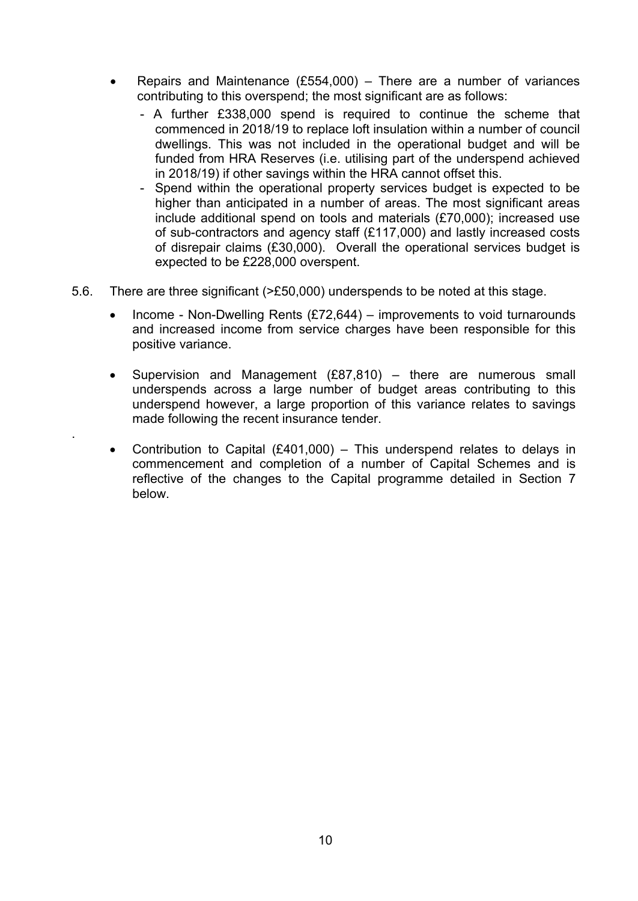- Repairs and Maintenance (£554,000) – There are a number of variances contributing to this overspend; the most significant are as follows:
  - A further £338,000 spend is required to continue the scheme that commenced in 2018/19 to replace loft insulation within a number of council dwellings. This was not included in the operational budget and will be funded from HRA Reserves (i.e. utilising part of the underspend achieved in 2018/19) if other savings within the HRA cannot offset this.
  - Spend within the operational property services budget is expected to be higher than anticipated in a number of areas. The most significant areas include additional spend on tools and materials (£70,000); increased use of sub-contractors and agency staff (£117,000) and lastly increased costs of disrepair claims (£30,000). Overall the operational services budget is expected to be £228,000 overspent.

5.6. There are three significant (>£50,000) underspends to be noted at this stage.

- Income - Non-Dwelling Rents (£72,644) – improvements to void turnarounds and increased income from service charges have been responsible for this positive variance.

- Supervision and Management (£87,810) – there are numerous small underspends across a large number of budget areas contributing to this underspend however, a large proportion of this variance relates to savings made following the recent insurance tender.

- Contribution to Capital (£401,000) – This underspend relates to delays in commencement and completion of a number of Capital Schemes and is reflective of the changes to the Capital programme detailed in Section 7 below.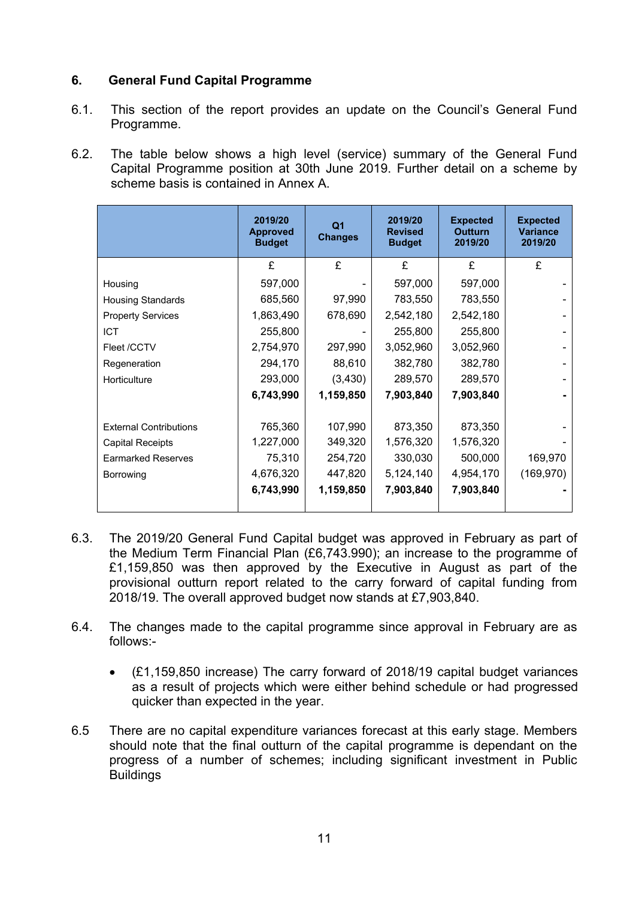## 6. General Fund Capital Programme

6.1. This section of the report provides an update on the Council's General Fund Programme.

6.2. The table below shows a high level (service) summary of the General Fund Capital Programme position at 30th June 2019. Further detail on a scheme by scheme basis is contained in Annex A.

| | 2019/20 Approved Budget | Q1 Changes | 2019/20 Revised Budget | Expected Outturn 2019/20 | Expected Variance 2019/20 |
|---|---|---|---|---|---|
| | £ | £ | £ | £ | £ |
| Housing | 597,000 | - | 597,000 | 597,000 | - |
| Housing Standards | 685,560 | 97,990 | 783,550 | 783,550 | - |
| Property Services | 1,863,490 | 678,690 | 2,542,180 | 2,542,180 | - |
| ICT | 255,800 | - | 255,800 | 255,800 | - |
| Fleet /CCTV | 2,754,970 | 297,990 | 3,052,960 | 3,052,960 | - |
| Regeneration | 294,170 | 88,610 | 382,780 | 382,780 | - |
| Horticulture | 293,000 | (3,430) | 289,570 | 289,570 | - |
| | **6,743,990** | **1,159,850** | **7,903,840** | **7,903,840** | **-** |
| | | | | | |
| External Contributions | 765,360 | 107,990 | 873,350 | 873,350 | - |
| Capital Receipts | 1,227,000 | 349,320 | 1,576,320 | 1,576,320 | - |
| Earmarked Reserves | 75,310 | 254,720 | 330,030 | 500,000 | 169,970 |
| Borrowing | 4,676,320 | 447,820 | 5,124,140 | 4,954,170 | (169,970) |
| | **6,743,990** | **1,159,850** | **7,903,840** | **7,903,840** | **-** |

6.3. The 2019/20 General Fund Capital budget was approved in February as part of the Medium Term Financial Plan (£6,743.990); an increase to the programme of £1,159,850 was then approved by the Executive in August as part of the provisional outturn report related to the carry forward of capital funding from 2018/19. The overall approved budget now stands at £7,903,840.

6.4. The changes made to the capital programme since approval in February are as follows:-

- (£1,159,850 increase) The carry forward of 2018/19 capital budget variances as a result of projects which were either behind schedule or had progressed quicker than expected in the year.

6.5 There are no capital expenditure variances forecast at this early stage. Members should note that the final outturn of the capital programme is dependant on the progress of a number of schemes; including significant investment in Public Buildings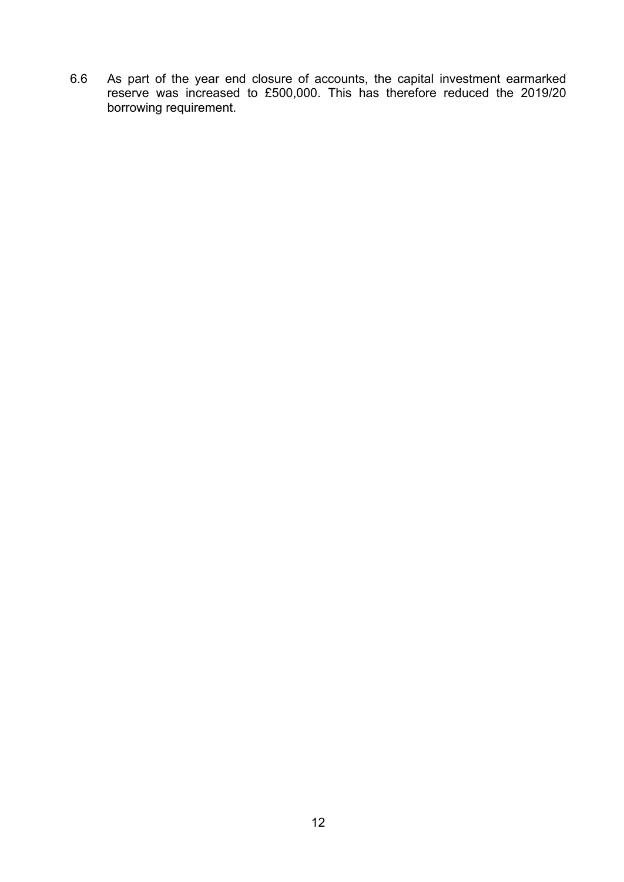6.6 As part of the year end closure of accounts, the capital investment earmarked reserve was increased to £500,000. This has therefore reduced the 2019/20 borrowing requirement.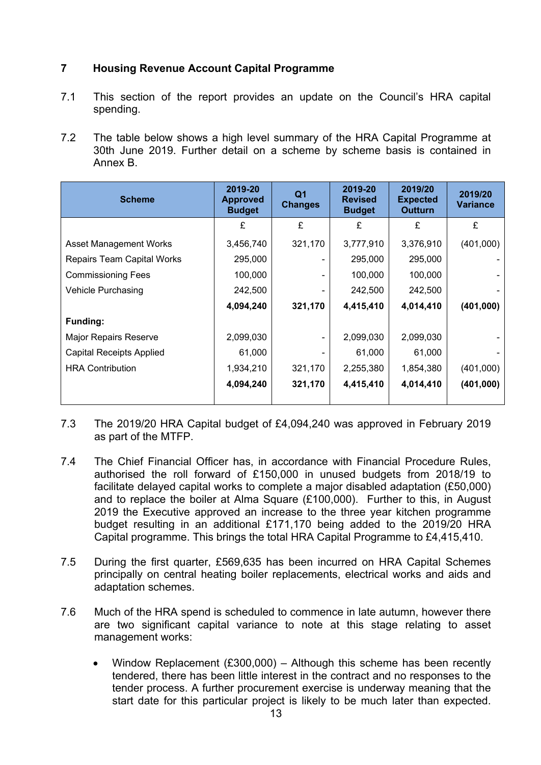## 7 Housing Revenue Account Capital Programme

7.1 This section of the report provides an update on the Council's HRA capital spending.

7.2 The table below shows a high level summary of the HRA Capital Programme at 30th June 2019. Further detail on a scheme by scheme basis is contained in Annex B.

| Scheme | 2019-20 Approved Budget | Q1 Changes | 2019-20 Revised Budget | 2019/20 Expected Outturn | 2019/20 Variance |
|---|---|---|---|---|---|
| | £ | £ | £ | £ | £ |
| Asset Management Works | 3,456,740 | 321,170 | 3,777,910 | 3,376,910 | (401,000) |
| Repairs Team Capital Works | 295,000 | - | 295,000 | 295,000 | - |
| Commissioning Fees | 100,000 | - | 100,000 | 100,000 | - |
| Vehicle Purchasing | 242,500 | - | 242,500 | 242,500 | - |
| | **4,094,240** | **321,170** | **4,415,410** | **4,014,410** | **(401,000)** |
| **Funding:** | | | | | |
| Major Repairs Reserve | 2,099,030 | - | 2,099,030 | 2,099,030 | - |
| Capital Receipts Applied | 61,000 | - | 61,000 | 61,000 | - |
| HRA Contribution | 1,934,210 | 321,170 | 2,255,380 | 1,854,380 | (401,000) |
| | **4,094,240** | **321,170** | **4,415,410** | **4,014,410** | **(401,000)** |

7.3 The 2019/20 HRA Capital budget of £4,094,240 was approved in February 2019 as part of the MTFP.

7.4 The Chief Financial Officer has, in accordance with Financial Procedure Rules, authorised the roll forward of £150,000 in unused budgets from 2018/19 to facilitate delayed capital works to complete a major disabled adaptation (£50,000) and to replace the boiler at Alma Square (£100,000). Further to this, in August 2019 the Executive approved an increase to the three year kitchen programme budget resulting in an additional £171,170 being added to the 2019/20 HRA Capital programme. This brings the total HRA Capital Programme to £4,415,410.

7.5 During the first quarter, £569,635 has been incurred on HRA Capital Schemes principally on central heating boiler replacements, electrical works and aids and adaptation schemes.

7.6 Much of the HRA spend is scheduled to commence in late autumn, however there are two significant capital variance to note at this stage relating to asset management works:

- Window Replacement (£300,000) – Although this scheme has been recently tendered, there has been little interest in the contract and no responses to the tender process. A further procurement exercise is underway meaning that the start date for this particular project is likely to be much later than expected.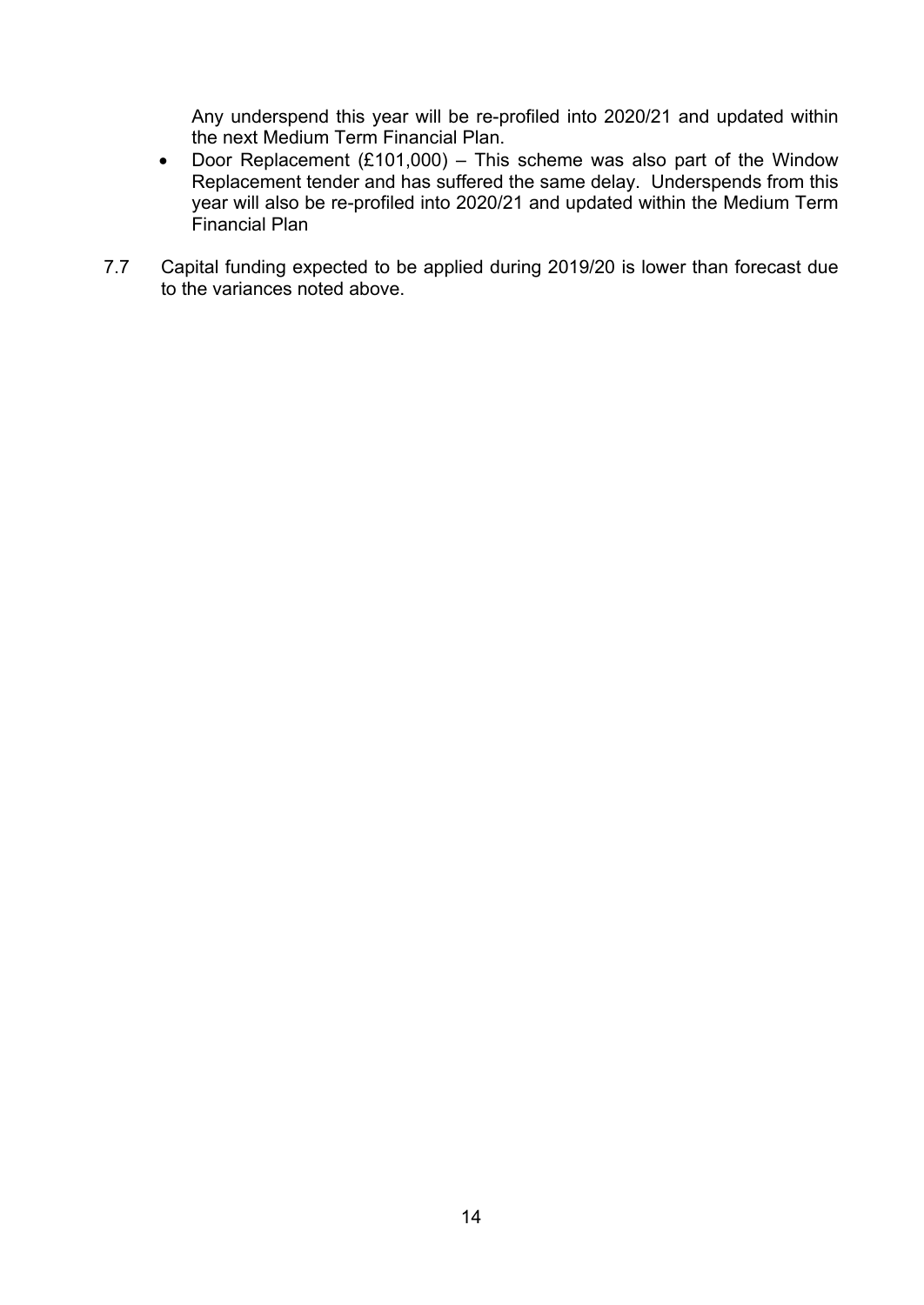Any underspend this year will be re-profiled into 2020/21 and updated within the next Medium Term Financial Plan.

- Door Replacement (£101,000) – This scheme was also part of the Window Replacement tender and has suffered the same delay. Underspends from this year will also be re-profiled into 2020/21 and updated within the Medium Term Financial Plan

7.7 Capital funding expected to be applied during 2019/20 is lower than forecast due to the variances noted above.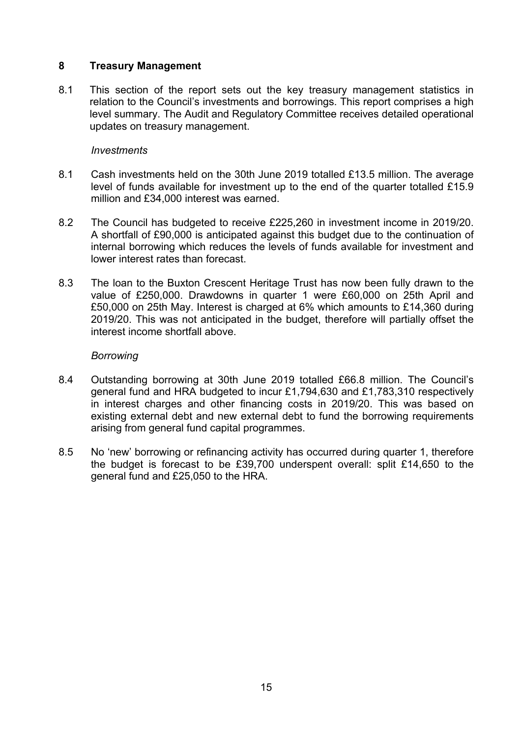## 8 Treasury Management

8.1 This section of the report sets out the key treasury management statistics in relation to the Council's investments and borrowings. This report comprises a high level summary. The Audit and Regulatory Committee receives detailed operational updates on treasury management.

*Investments*

8.1 Cash investments held on the 30th June 2019 totalled £13.5 million. The average level of funds available for investment up to the end of the quarter totalled £15.9 million and £34,000 interest was earned.

8.2 The Council has budgeted to receive £225,260 in investment income in 2019/20. A shortfall of £90,000 is anticipated against this budget due to the continuation of internal borrowing which reduces the levels of funds available for investment and lower interest rates than forecast.

8.3 The loan to the Buxton Crescent Heritage Trust has now been fully drawn to the value of £250,000. Drawdowns in quarter 1 were £60,000 on 25th April and £50,000 on 25th May. Interest is charged at 6% which amounts to £14,360 during 2019/20. This was not anticipated in the budget, therefore will partially offset the interest income shortfall above.

*Borrowing*

8.4 Outstanding borrowing at 30th June 2019 totalled £66.8 million. The Council's general fund and HRA budgeted to incur £1,794,630 and £1,783,310 respectively in interest charges and other financing costs in 2019/20. This was based on existing external debt and new external debt to fund the borrowing requirements arising from general fund capital programmes.

8.5 No 'new' borrowing or refinancing activity has occurred during quarter 1, therefore the budget is forecast to be £39,700 underspent overall: split £14,650 to the general fund and £25,050 to the HRA.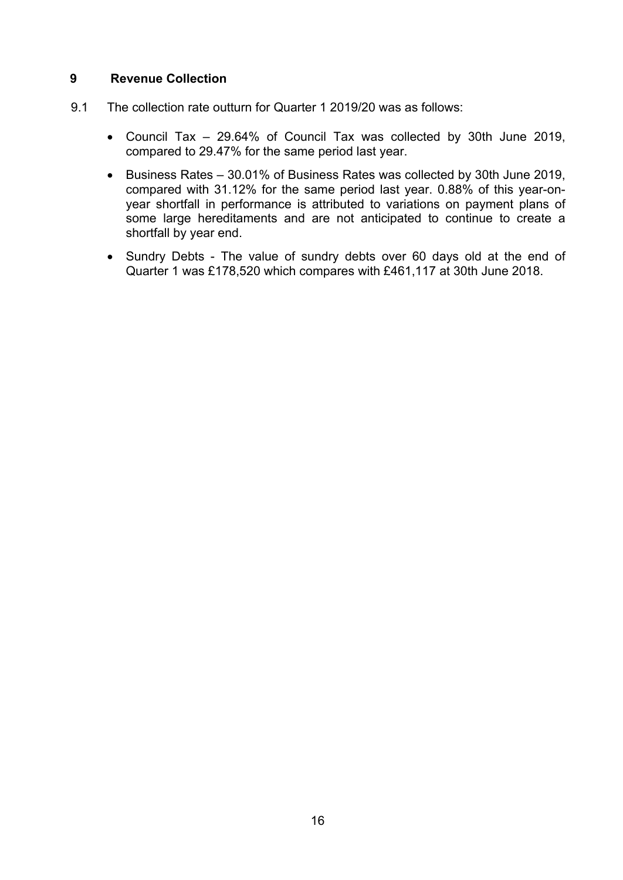## 9 Revenue Collection

9.1 The collection rate outturn for Quarter 1 2019/20 was as follows:

- Council Tax – 29.64% of Council Tax was collected by 30th June 2019, compared to 29.47% for the same period last year.
- Business Rates – 30.01% of Business Rates was collected by 30th June 2019, compared with 31.12% for the same period last year. 0.88% of this year-on-year shortfall in performance is attributed to variations on payment plans of some large hereditaments and are not anticipated to continue to create a shortfall by year end.
- Sundry Debts - The value of sundry debts over 60 days old at the end of Quarter 1 was £178,520 which compares with £461,117 at 30th June 2018.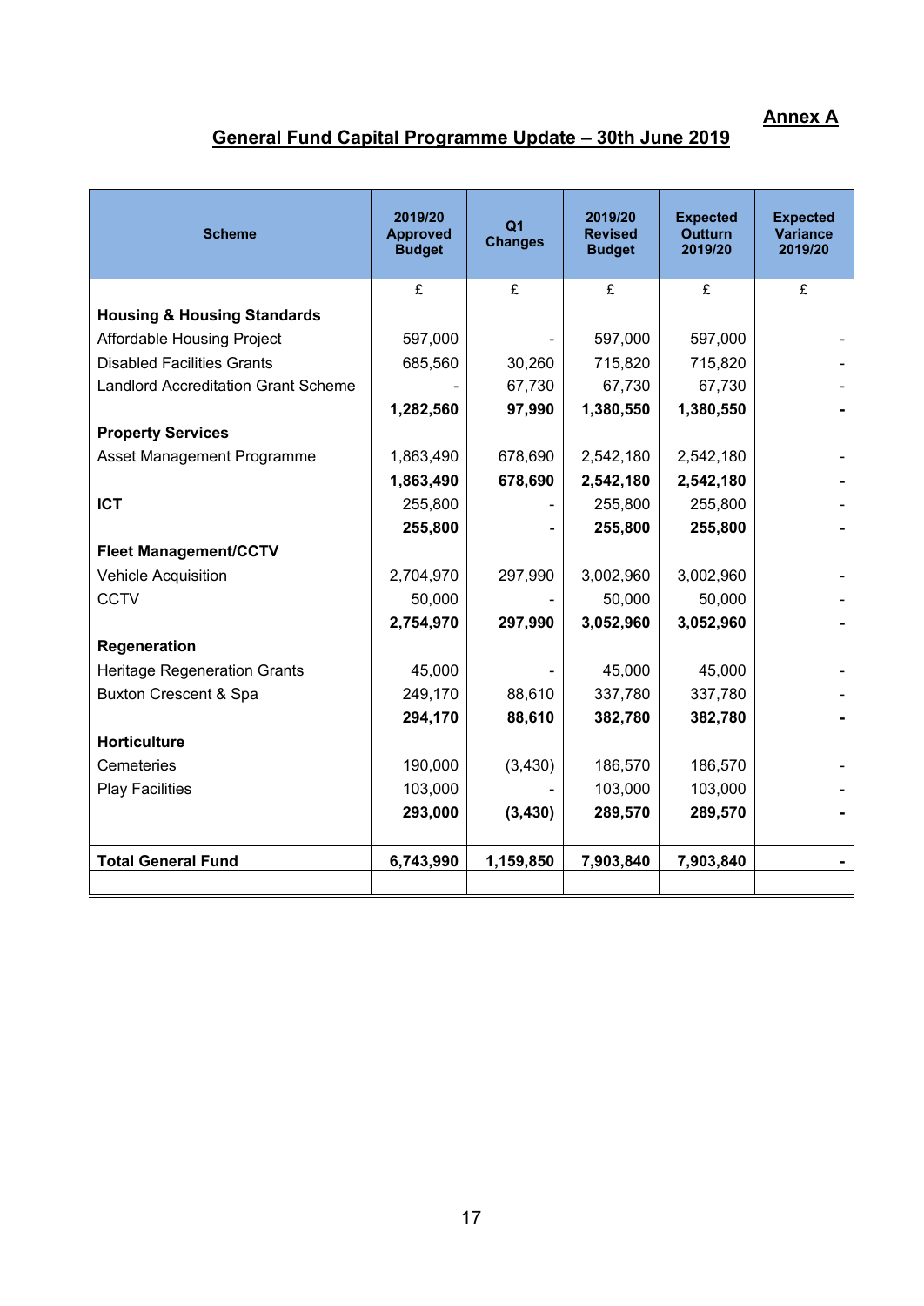**Annex A**

## General Fund Capital Programme Update – 30th June 2019

| Scheme | 2019/20 Approved Budget | Q1 Changes | 2019/20 Revised Budget | Expected Outturn 2019/20 | Expected Variance 2019/20 |
|---|---|---|---|---|---|
| | £ | £ | £ | £ | £ |
| **Housing & Housing Standards** | | | | | |
| Affordable Housing Project | 597,000 | - | 597,000 | 597,000 | - |
| Disabled Facilities Grants | 685,560 | 30,260 | 715,820 | 715,820 | - |
| Landlord Accreditation Grant Scheme | - | 67,730 | 67,730 | 67,730 | - |
| | **1,282,560** | **97,990** | **1,380,550** | **1,380,550** | **-** |
| **Property Services** | | | | | |
| Asset Management Programme | 1,863,490 | 678,690 | 2,542,180 | 2,542,180 | - |
| | **1,863,490** | **678,690** | **2,542,180** | **2,542,180** | **-** |
| **ICT** | 255,800 | - | 255,800 | 255,800 | - |
| | **255,800** | **-** | **255,800** | **255,800** | **-** |
| **Fleet Management/CCTV** | | | | | |
| Vehicle Acquisition | 2,704,970 | 297,990 | 3,002,960 | 3,002,960 | - |
| CCTV | 50,000 | - | 50,000 | 50,000 | - |
| | **2,754,970** | **297,990** | **3,052,960** | **3,052,960** | **-** |
| **Regeneration** | | | | | |
| Heritage Regeneration Grants | 45,000 | - | 45,000 | 45,000 | - |
| Buxton Crescent & Spa | 249,170 | 88,610 | 337,780 | 337,780 | - |
| | **294,170** | **88,610** | **382,780** | **382,780** | **-** |
| **Horticulture** | | | | | |
| Cemeteries | 190,000 | (3,430) | 186,570 | 186,570 | - |
| Play Facilities | 103,000 | - | 103,000 | 103,000 | - |
| | **293,000** | **(3,430)** | **289,570** | **289,570** | **-** |
| **Total General Fund** | **6,743,990** | **1,159,850** | **7,903,840** | **7,903,840** | **-** |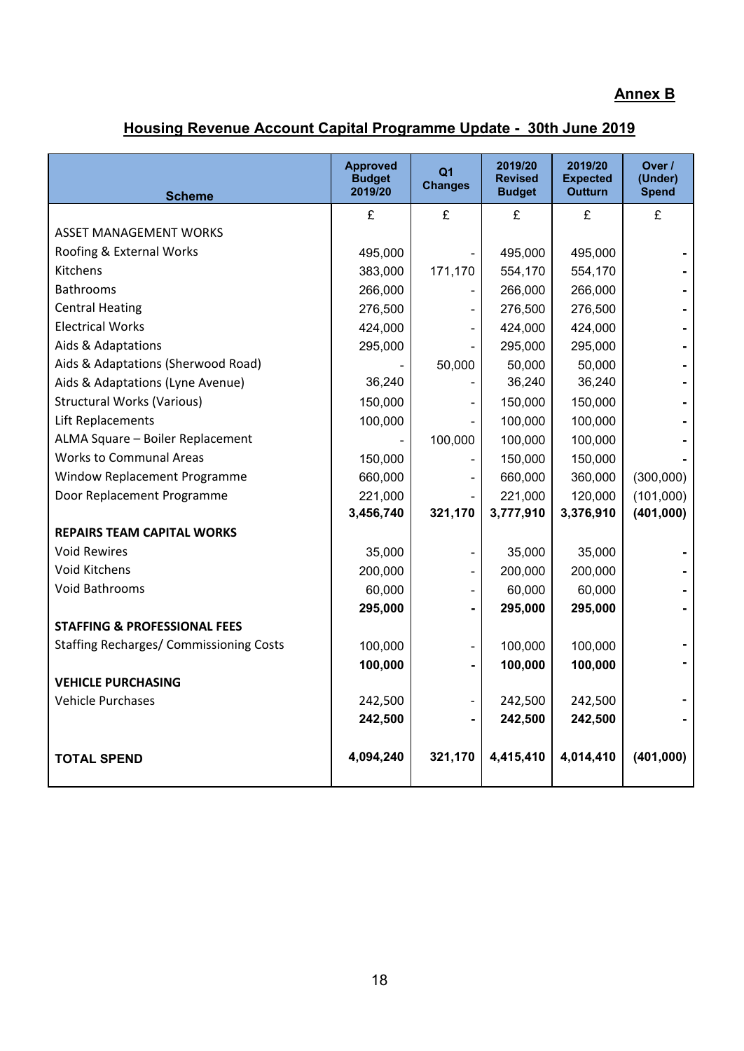**Annex B**

## Housing Revenue Account Capital Programme Update - 30th June 2019

| Scheme | Approved Budget 2019/20 | Q1 Changes | 2019/20 Revised Budget | 2019/20 Expected Outturn | Over / (Under) Spend |
|---|---|---|---|---|---|
| | £ | £ | £ | £ | £ |
| ASSET MANAGEMENT WORKS | | | | | |
| Roofing & External Works | 495,000 | - | 495,000 | 495,000 | - |
| Kitchens | 383,000 | 171,170 | 554,170 | 554,170 | - |
| Bathrooms | 266,000 | - | 266,000 | 266,000 | - |
| Central Heating | 276,500 | - | 276,500 | 276,500 | - |
| Electrical Works | 424,000 | - | 424,000 | 424,000 | - |
| Aids & Adaptations | 295,000 | - | 295,000 | 295,000 | - |
| Aids & Adaptations (Sherwood Road) | - | 50,000 | 50,000 | 50,000 | - |
| Aids & Adaptations (Lyne Avenue) | 36,240 | - | 36,240 | 36,240 | - |
| Structural Works (Various) | 150,000 | - | 150,000 | 150,000 | - |
| Lift Replacements | 100,000 | - | 100,000 | 100,000 | - |
| ALMA Square – Boiler Replacement | - | 100,000 | 100,000 | 100,000 | - |
| Works to Communal Areas | 150,000 | - | 150,000 | 150,000 | - |
| Window Replacement Programme | 660,000 | - | 660,000 | 360,000 | (300,000) |
| Door Replacement Programme | 221,000 | - | 221,000 | 120,000 | (101,000) |
| | **3,456,740** | **321,170** | **3,777,910** | **3,376,910** | **(401,000)** |
| **REPAIRS TEAM CAPITAL WORKS** | | | | | |
| Void Rewires | 35,000 | - | 35,000 | 35,000 | - |
| Void Kitchens | 200,000 | - | 200,000 | 200,000 | - |
| Void Bathrooms | 60,000 | - | 60,000 | 60,000 | - |
| | **295,000** | **-** | **295,000** | **295,000** | **-** |
| **STAFFING & PROFESSIONAL FEES** | | | | | |
| Staffing Recharges/ Commissioning Costs | 100,000 | - | 100,000 | 100,000 | - |
| | **100,000** | **-** | **100,000** | **100,000** | **-** |
| **VEHICLE PURCHASING** | | | | | |
| Vehicle Purchases | 242,500 | - | 242,500 | 242,500 | - |
| | **242,500** | **-** | **242,500** | **242,500** | **-** |
| **TOTAL SPEND** | **4,094,240** | **321,170** | **4,415,410** | **4,014,410** | **(401,000)** |